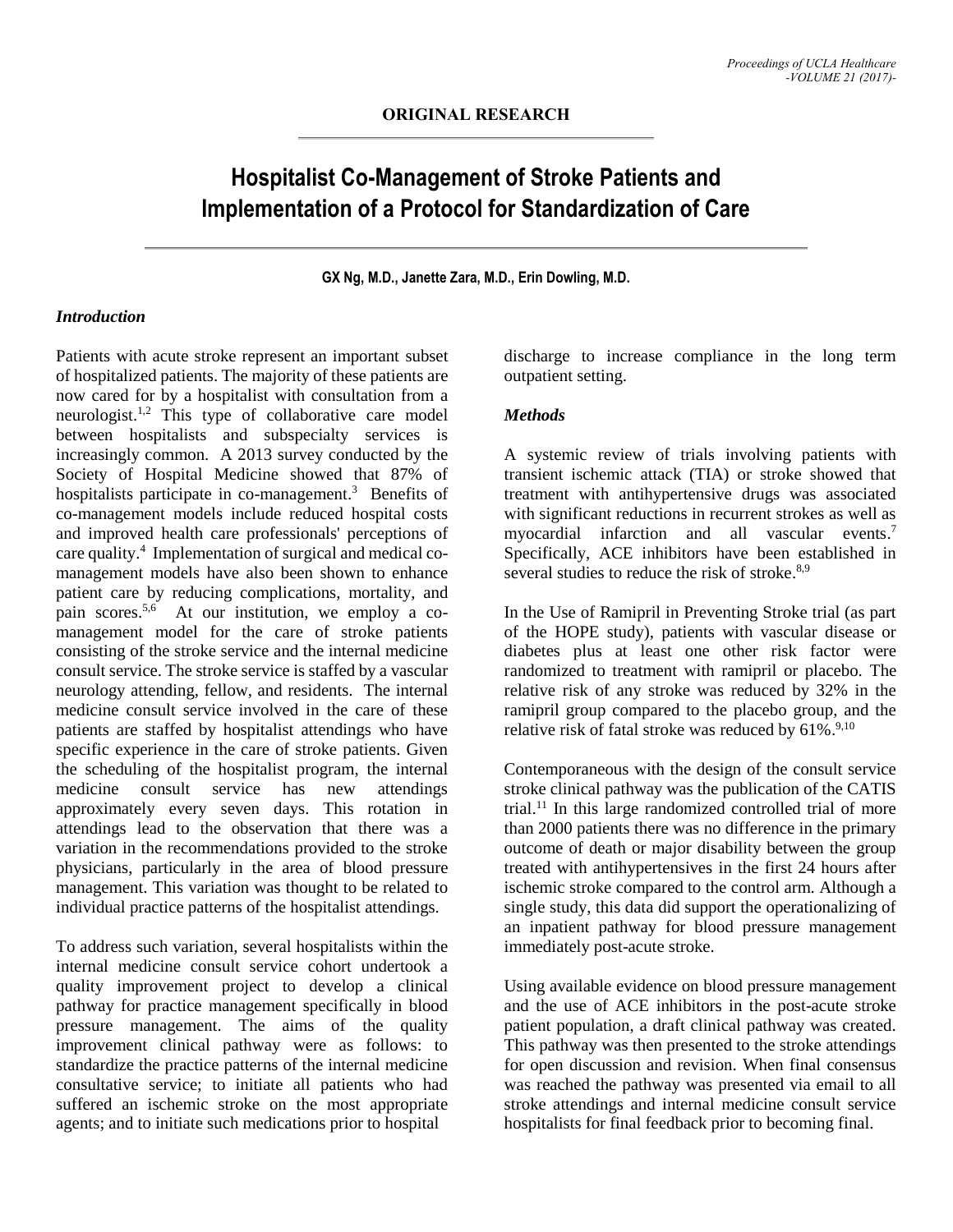ORIGINAL RESEARCH

# Hospitalist Co-Management of Stroke Patients and Implementation of a Protocol for Standardization of Care

**GX Ng, M.D., Janette Zara, M.D., Erin Dowling, M.D.**

## *Introduction*

Patients with acute stroke represent an important subset of hospitalized patients. The majority of these patients are now cared for by a hospitalist with consultation from a neurologist.[1,2] This type of collaborative care model between hospitalists and subspecialty services is increasingly common. A 2013 survey conducted by the Society of Hospital Medicine showed that 87% of hospitalists participate in co-management.[3] Benefits of co-management models include reduced hospital costs and improved health care professionals' perceptions of care quality.[4] Implementation of surgical and medical co-management models have also been shown to enhance patient care by reducing complications, mortality, and pain scores.[5,6] At our institution, we employ a co-management model for the care of stroke patients consisting of the stroke service and the internal medicine consult service. The stroke service is staffed by a vascular neurology attending, fellow, and residents. The internal medicine consult service involved in the care of these patients are staffed by hospitalist attendings who have specific experience in the care of stroke patients. Given the scheduling of the hospitalist program, the internal medicine consult service has new attendings approximately every seven days. This rotation in attendings lead to the observation that there was a variation in the recommendations provided to the stroke physicians, particularly in the area of blood pressure management. This variation was thought to be related to individual practice patterns of the hospitalist attendings.

To address such variation, several hospitalists within the internal medicine consult service cohort undertook a quality improvement project to develop a clinical pathway for practice management specifically in blood pressure management. The aims of the quality improvement clinical pathway were as follows: to standardize the practice patterns of the internal medicine consultative service; to initiate all patients who had suffered an ischemic stroke on the most appropriate agents; and to initiate such medications prior to hospital discharge to increase compliance in the long term outpatient setting.

## *Methods*

A systemic review of trials involving patients with transient ischemic attack (TIA) or stroke showed that treatment with antihypertensive drugs was associated with significant reductions in recurrent strokes as well as myocardial infarction and all vascular events.[7] Specifically, ACE inhibitors have been established in several studies to reduce the risk of stroke.[8,9]

In the Use of Ramipril in Preventing Stroke trial (as part of the HOPE study), patients with vascular disease or diabetes plus at least one other risk factor were randomized to treatment with ramipril or placebo. The relative risk of any stroke was reduced by 32% in the ramipril group compared to the placebo group, and the relative risk of fatal stroke was reduced by 61%.[9,10]

Contemporaneous with the design of the consult service stroke clinical pathway was the publication of the CATIS trial.[11] In this large randomized controlled trial of more than 2000 patients there was no difference in the primary outcome of death or major disability between the group treated with antihypertensives in the first 24 hours after ischemic stroke compared to the control arm. Although a single study, this data did support the operationalizing of an inpatient pathway for blood pressure management immediately post-acute stroke.

Using available evidence on blood pressure management and the use of ACE inhibitors in the post-acute stroke patient population, a draft clinical pathway was created. This pathway was then presented to the stroke attendings for open discussion and revision. When final consensus was reached the pathway was presented via email to all stroke attendings and internal medicine consult service hospitalists for final feedback prior to becoming final.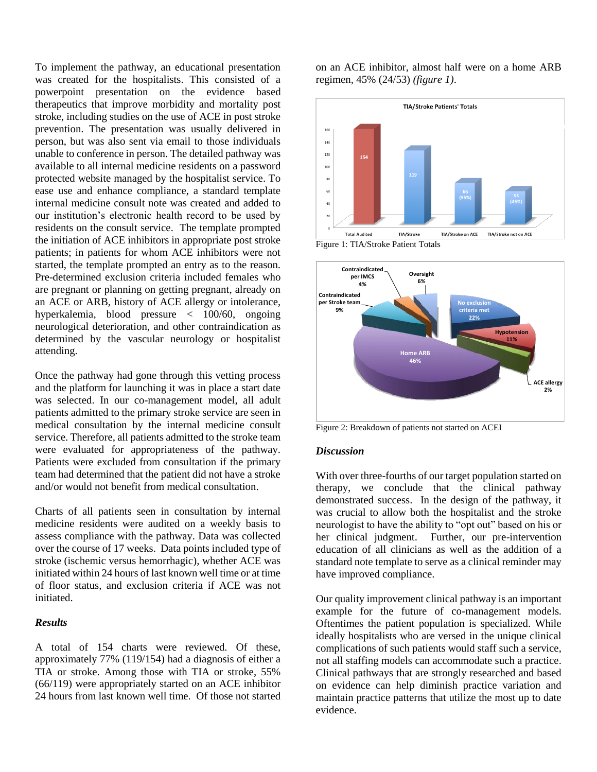To implement the pathway, an educational presentation was created for the hospitalists. This consisted of a powerpoint presentation on the evidence based therapeutics that improve morbidity and mortality post stroke, including studies on the use of ACE in post stroke prevention. The presentation was usually delivered in person, but was also sent via email to those individuals unable to conference in person. The detailed pathway was available to all internal medicine residents on a password protected website managed by the hospitalist service. To ease use and enhance compliance, a standard template internal medicine consult note was created and added to our institution's electronic health record to be used by residents on the consult service. The template prompted the initiation of ACE inhibitors in appropriate post stroke patients; in patients for whom ACE inhibitors were not started, the template prompted an entry as to the reason. Pre-determined exclusion criteria included females who are pregnant or planning on getting pregnant, already on an ACE or ARB, history of ACE allergy or intolerance, hyperkalemia, blood pressure < 100/60, ongoing neurological deterioration, and other contraindication as determined by the vascular neurology or hospitalist attending.

Once the pathway had gone through this vetting process and the platform for launching it was in place a start date was selected. In our co-management model, all adult patients admitted to the primary stroke service are seen in medical consultation by the internal medicine consult service. Therefore, all patients admitted to the stroke team were evaluated for appropriateness of the pathway. Patients were excluded from consultation if the primary team had determined that the patient did not have a stroke and/or would not benefit from medical consultation.

Charts of all patients seen in consultation by internal medicine residents were audited on a weekly basis to assess compliance with the pathway. Data was collected over the course of 17 weeks. Data points included type of stroke (ischemic versus hemorrhagic), whether ACE was initiated within 24 hours of last known well time or at time of floor status, and exclusion criteria if ACE was not initiated.

### *Results*

A total of 154 charts were reviewed. Of these, approximately 77% (119/154) had a diagnosis of either a TIA or stroke. Among those with TIA or stroke, 55% (66/119) were appropriately started on an ACE inhibitor 24 hours from last known well time. Of those not started on an ACE inhibitor, almost half were on a home ARB regimen, 45% (24/53) *(figure 1)*.

Figure 1: TIA/Stroke Patient Totals

Figure 2: Breakdown of patients not started on ACEI

### *Discussion*

With over three-fourths of our target population started on therapy, we conclude that the clinical pathway demonstrated success. In the design of the pathway, it was crucial to allow both the hospitalist and the stroke neurologist to have the ability to "opt out" based on his or her clinical judgment. Further, our pre-intervention education of all clinicians as well as the addition of a standard note template to serve as a clinical reminder may have improved compliance.

Our quality improvement clinical pathway is an important example for the future of co-management models. Oftentimes the patient population is specialized. While ideally hospitalists who are versed in the unique clinical complications of such patients would staff such a service, not all staffing models can accommodate such a practice. Clinical pathways that are strongly researched and based on evidence can help diminish practice variation and maintain practice patterns that utilize the most up to date evidence.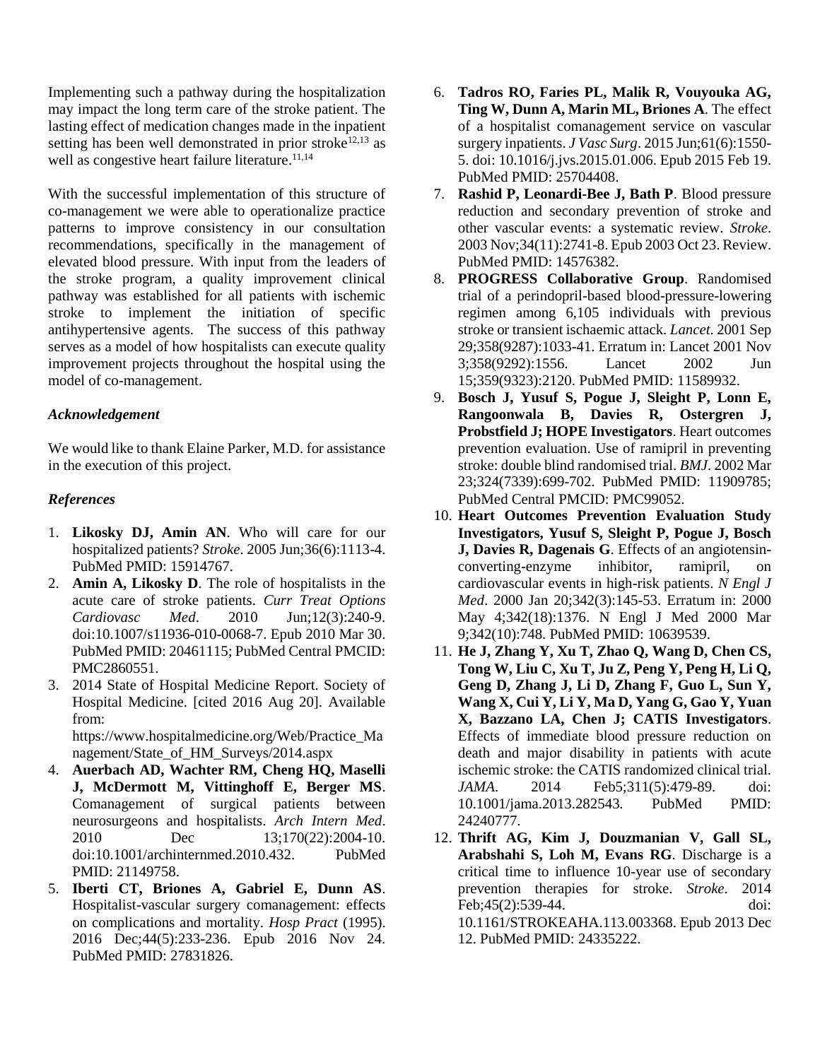Implementing such a pathway during the hospitalization may impact the long term care of the stroke patient. The lasting effect of medication changes made in the inpatient setting has been well demonstrated in prior stroke[12,13] as well as congestive heart failure literature.[11,14]

With the successful implementation of this structure of co-management we were able to operationalize practice patterns to improve consistency in our consultation recommendations, specifically in the management of elevated blood pressure. With input from the leaders of the stroke program, a quality improvement clinical pathway was established for all patients with ischemic stroke to implement the initiation of specific antihypertensive agents. The success of this pathway serves as a model of how hospitalists can execute quality improvement projects throughout the hospital using the model of co-management.

### *Acknowledgement*

We would like to thank Elaine Parker, M.D. for assistance in the execution of this project.

### *References*

1. **Likosky DJ, Amin AN**. Who will care for our hospitalized patients? *Stroke*. 2005 Jun;36(6):1113-4. PubMed PMID: 15914767.
2. **Amin A, Likosky D**. The role of hospitalists in the acute care of stroke patients. *Curr Treat Options Cardiovasc Med*. 2010 Jun;12(3):240-9. doi:10.1007/s11936-010-0068-7. Epub 2010 Mar 30. PubMed PMID: 20461115; PubMed Central PMCID: PMC2860551.
3. 2014 State of Hospital Medicine Report. Society of Hospital Medicine. [cited 2016 Aug 20]. Available from: https://www.hospitalmedicine.org/Web/Practice_Management/State_of_HM_Surveys/2014.aspx
4. **Auerbach AD, Wachter RM, Cheng HQ, Maselli J, McDermott M, Vittinghoff E, Berger MS**. Comanagement of surgical patients between neurosurgeons and hospitalists. *Arch Intern Med*. 2010 Dec 13;170(22):2004-10. doi:10.1001/archinternmed.2010.432. PubMed PMID: 21149758.
5. **Iberti CT, Briones A, Gabriel E, Dunn AS**. Hospitalist-vascular surgery comanagement: effects on complications and mortality. *Hosp Pract* (1995). 2016 Dec;44(5):233-236. Epub 2016 Nov 24. PubMed PMID: 27831826.
6. **Tadros RO, Faries PL, Malik R, Vouyouka AG, Ting W, Dunn A, Marin ML, Briones A**. The effect of a hospitalist comanagement service on vascular surgery inpatients. *J Vasc Surg*. 2015 Jun;61(6):1550-5. doi: 10.1016/j.jvs.2015.01.006. Epub 2015 Feb 19. PubMed PMID: 25704408.
7. **Rashid P, Leonardi-Bee J, Bath P**. Blood pressure reduction and secondary prevention of stroke and other vascular events: a systematic review. *Stroke*. 2003 Nov;34(11):2741-8. Epub 2003 Oct 23. Review. PubMed PMID: 14576382.
8. **PROGRESS Collaborative Group**. Randomised trial of a perindopril-based blood-pressure-lowering regimen among 6,105 individuals with previous stroke or transient ischaemic attack. *Lancet*. 2001 Sep 29;358(9287):1033-41. Erratum in: Lancet 2001 Nov 3;358(9292):1556. Lancet 2002 Jun 15;359(9323):2120. PubMed PMID: 11589932.
9. **Bosch J, Yusuf S, Pogue J, Sleight P, Lonn E, Rangoonwala B, Davies R, Ostergren J, Probstfield J; HOPE Investigators**. Heart outcomes prevention evaluation. Use of ramipril in preventing stroke: double blind randomised trial. *BMJ*. 2002 Mar 23;324(7339):699-702. PubMed PMID: 11909785; PubMed Central PMCID: PMC99052.
10. **Heart Outcomes Prevention Evaluation Study Investigators, Yusuf S, Sleight P, Pogue J, Bosch J, Davies R, Dagenais G**. Effects of an angiotensin-converting-enzyme inhibitor, ramipril, on cardiovascular events in high-risk patients. *N Engl J Med*. 2000 Jan 20;342(3):145-53. Erratum in: 2000 May 4;342(18):1376. N Engl J Med 2000 Mar 9;342(10):748. PubMed PMID: 10639539.
11. **He J, Zhang Y, Xu T, Zhao Q, Wang D, Chen CS, Tong W, Liu C, Xu T, Ju Z, Peng Y, Peng H, Li Q, Geng D, Zhang J, Li D, Zhang F, Guo L, Sun Y, Wang X, Cui Y, Li Y, Ma D, Yang G, Gao Y, Yuan X, Bazzano LA, Chen J; CATIS Investigators**. Effects of immediate blood pressure reduction on death and major disability in patients with acute ischemic stroke: the CATIS randomized clinical trial. *JAMA*. 2014 Feb5;311(5):479-89. doi: 10.1001/jama.2013.282543. PubMed PMID: 24240777.
12. **Thrift AG, Kim J, Douzmanian V, Gall SL, Arabshahi S, Loh M, Evans RG**. Discharge is a critical time to influence 10-year use of secondary prevention therapies for stroke. *Stroke*. 2014 Feb;45(2):539-44. doi: 10.1161/STROKEAHA.113.003368. Epub 2013 Dec 12. PubMed PMID: 24335222.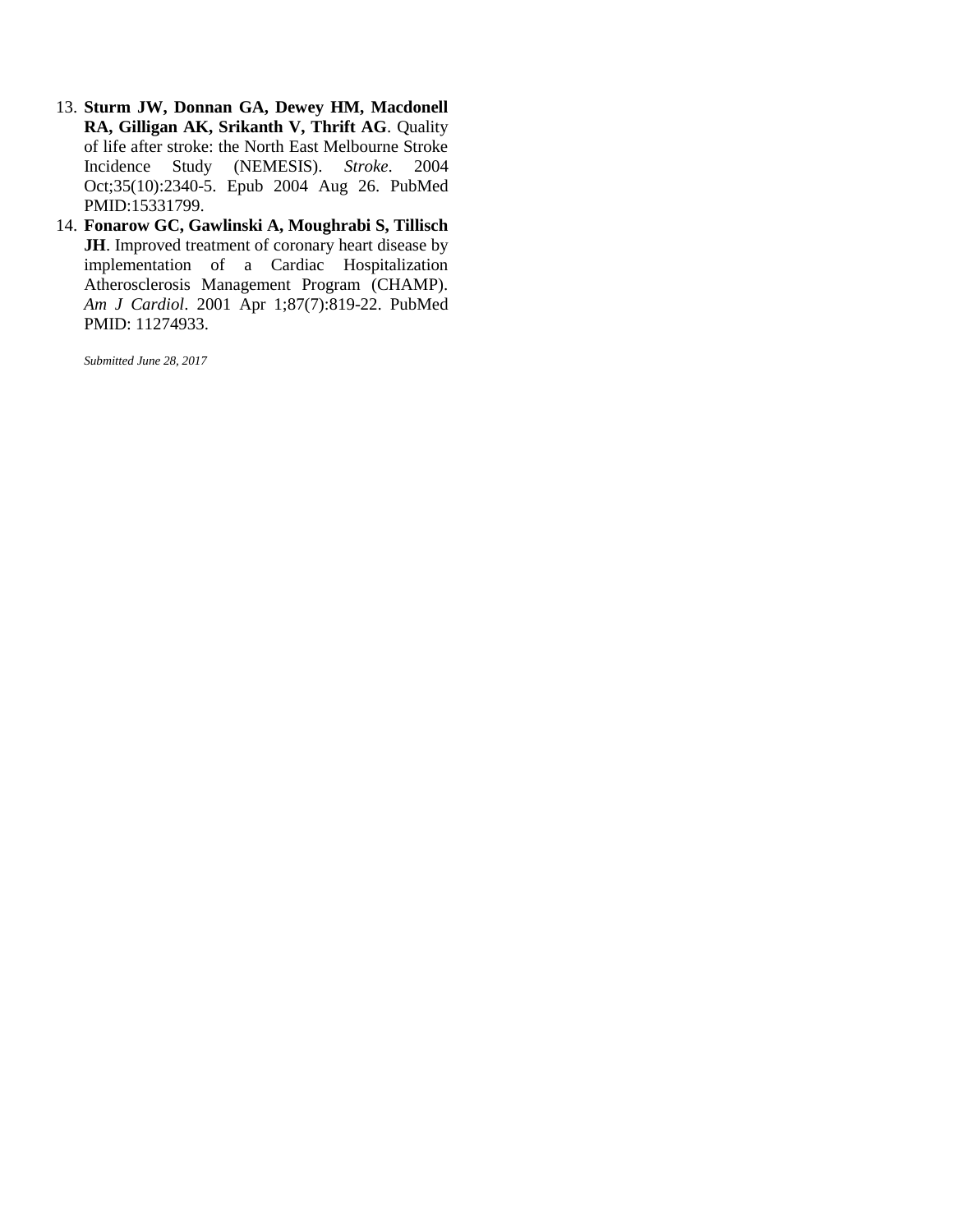13. **Sturm JW, Donnan GA, Dewey HM, Macdonell RA, Gilligan AK, Srikanth V, Thrift AG**. Quality of life after stroke: the North East Melbourne Stroke Incidence Study (NEMESIS). *Stroke*. 2004 Oct;35(10):2340-5. Epub 2004 Aug 26. PubMed PMID:15331799.
14. **Fonarow GC, Gawlinski A, Moughrabi S, Tillisch JH**. Improved treatment of coronary heart disease by implementation of a Cardiac Hospitalization Atherosclerosis Management Program (CHAMP). *Am J Cardiol*. 2001 Apr 1;87(7):819-22. PubMed PMID: 11274933.

*Submitted June 28, 2017*